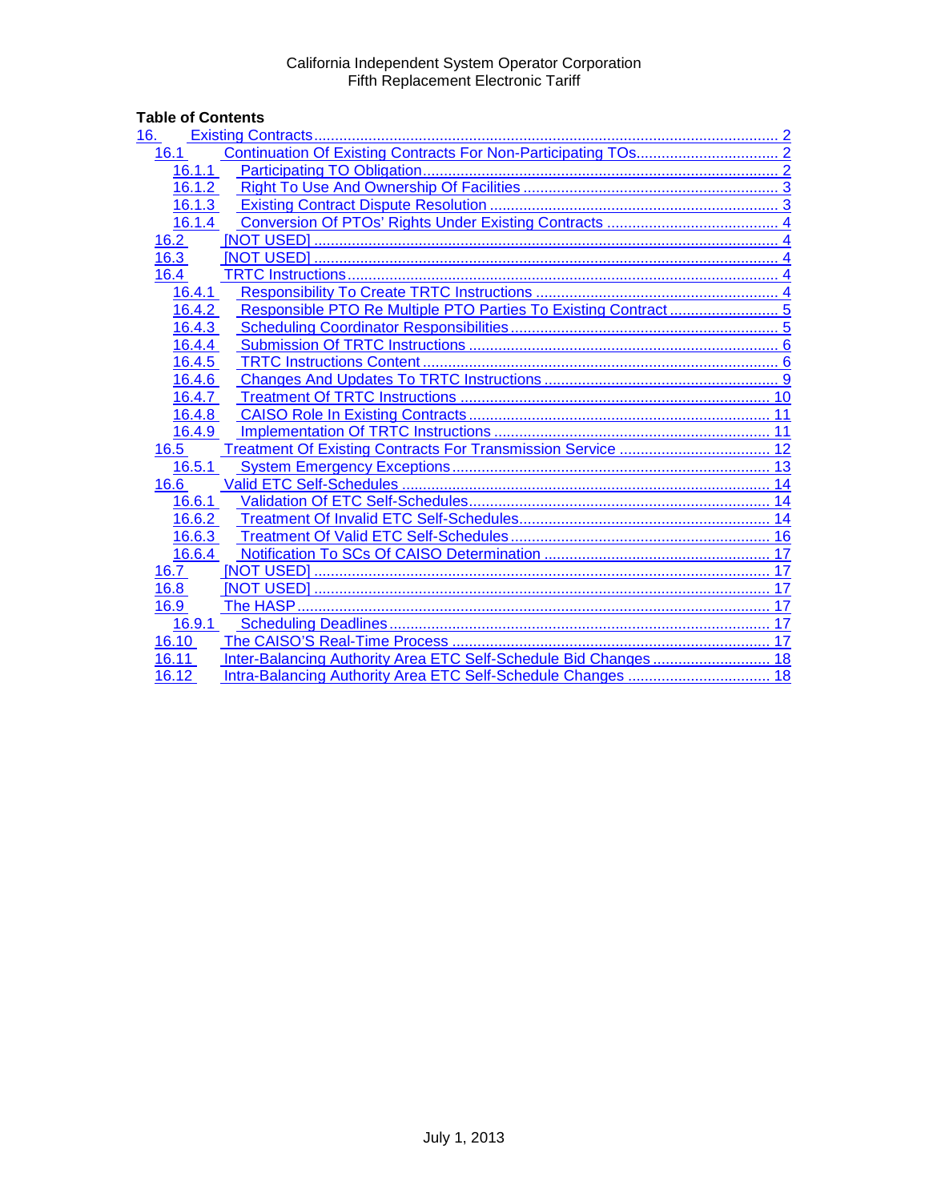California Independent System Operator Corporation
Fifth Replacement Electronic Tariff

**Table of Contents**

- 16. Existing Contracts ........ 2
  - 16.1 Continuation Of Existing Contracts For Non-Participating TOs ........ 2
    - 16.1.1 Participating TO Obligation ........ 2
    - 16.1.2 Right To Use And Ownership of Facilities ........ 3
    - 16.1.3 Existing Contract Dispute Resolution ........ 3
    - 16.1.4 Conversion Of PTOs' Rights Under Existing Contracts ........ 4
  - 16.2 [NOT USED] ........ 4
  - 16.3 [NOT USED] ........ 4
  - 16.4 TRTC Instructions ........ 4
    - 16.4.1 Responsibility To Create TRTC Instructions ........ 4
    - 16.4.2 Responsible PTO Re Multiple PTO Parties To Existing Contract ........ 5
    - 16.4.3 Scheduling Coordinator Responsibilities ........ 5
    - 16.4.4 Submission Of TRTC Instructions ........ 6
    - 16.4.5 TRTC Instructions Content ........ 6
    - 16.4.6 Changes And Updates To TRTC Instructions ........ 9
    - 16.4.7 Treatment Of TRTC Instructions ........ 10
    - 16.4.8 CAISO Role In Existing Contracts ........ 11
    - 16.4.9 Implementation Of TRTC Instructions ........ 11
  - 16.5 Treatment Of Existing Contracts For Transmission Service ........ 12
    - 16.5.1 System Emergency Exceptions ........ 13
  - 16.6 Valid ETC Self-Schedules ........ 14
    - 16.6.1 Validation Of ETC Self-Schedules ........ 14
    - 16.6.2 Treatment Of Invalid ETC Self-Schedules ........ 14
    - 16.6.3 Treatment Of Valid ETC Self-Schedules ........ 16
    - 16.6.4 Notification To SCs Of CAISO Determination ........ 17
  - 16.7 [NOT USED] ........ 17
  - 16.8 [NOT USED] ........ 17
  - 16.9 The HASP ........ 17
    - 16.9.1 Scheduling Deadlines ........ 17
  - 16.10 The CAISO'S Real-Time Process ........ 17
  - 16.11 Inter-Balancing Authority Area ETC Self-Schedule Bid Changes ........ 18
  - 16.12 Intra-Balancing Authority Area ETC Self-Schedule Changes ........ 18

July 1, 2013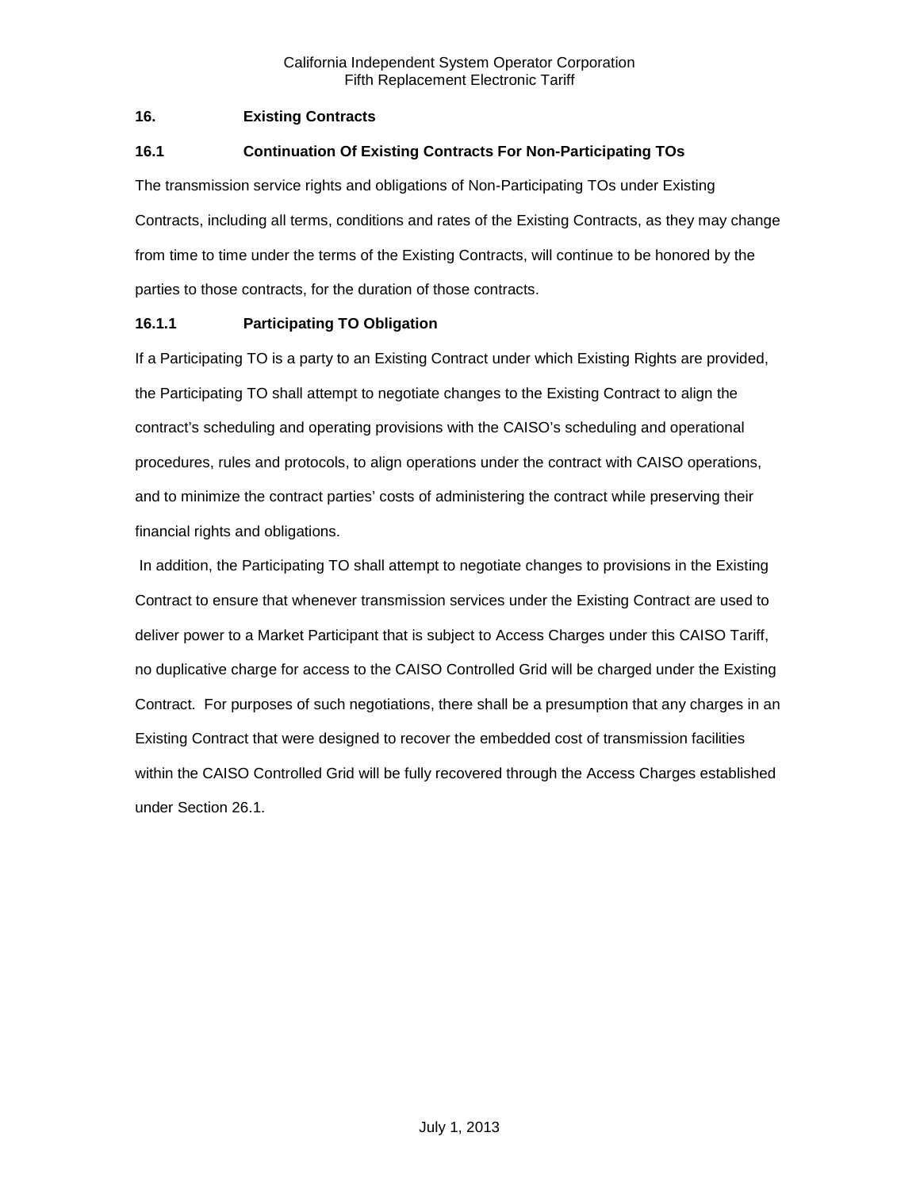## 16. Existing Contracts

### 16.1 Continuation Of Existing Contracts For Non-Participating TOs

The transmission service rights and obligations of Non-Participating TOs under Existing Contracts, including all terms, conditions and rates of the Existing Contracts, as they may change from time to time under the terms of the Existing Contracts, will continue to be honored by the parties to those contracts, for the duration of those contracts.

#### 16.1.1 Participating TO Obligation

If a Participating TO is a party to an Existing Contract under which Existing Rights are provided, the Participating TO shall attempt to negotiate changes to the Existing Contract to align the contract's scheduling and operating provisions with the CAISO's scheduling and operational procedures, rules and protocols, to align operations under the contract with CAISO operations, and to minimize the contract parties' costs of administering the contract while preserving their financial rights and obligations.

In addition, the Participating TO shall attempt to negotiate changes to provisions in the Existing Contract to ensure that whenever transmission services under the Existing Contract are used to deliver power to a Market Participant that is subject to Access Charges under this CAISO Tariff, no duplicative charge for access to the CAISO Controlled Grid will be charged under the Existing Contract. For purposes of such negotiations, there shall be a presumption that any charges in an Existing Contract that were designed to recover the embedded cost of transmission facilities within the CAISO Controlled Grid will be fully recovered through the Access Charges established under Section 26.1.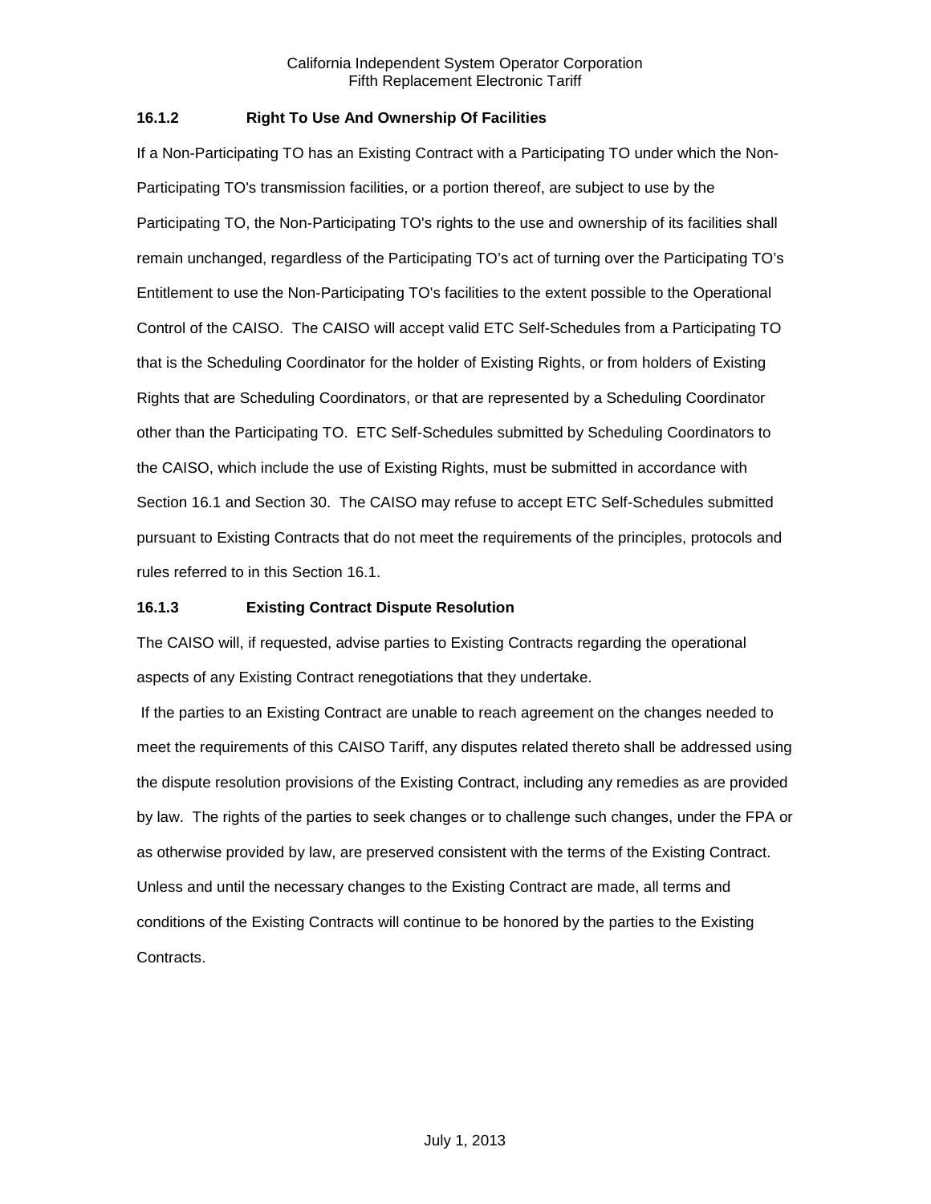### 16.1.2 Right To Use And Ownership Of Facilities

If a Non-Participating TO has an Existing Contract with a Participating TO under which the Non-Participating TO's transmission facilities, or a portion thereof, are subject to use by the Participating TO, the Non-Participating TO's rights to the use and ownership of its facilities shall remain unchanged, regardless of the Participating TO's act of turning over the Participating TO's Entitlement to use the Non-Participating TO's facilities to the extent possible to the Operational Control of the CAISO. The CAISO will accept valid ETC Self-Schedules from a Participating TO that is the Scheduling Coordinator for the holder of Existing Rights, or from holders of Existing Rights that are Scheduling Coordinators, or that are represented by a Scheduling Coordinator other than the Participating TO. ETC Self-Schedules submitted by Scheduling Coordinators to the CAISO, which include the use of Existing Rights, must be submitted in accordance with Section 16.1 and Section 30. The CAISO may refuse to accept ETC Self-Schedules submitted pursuant to Existing Contracts that do not meet the requirements of the principles, protocols and rules referred to in this Section 16.1.

### 16.1.3 Existing Contract Dispute Resolution

The CAISO will, if requested, advise parties to Existing Contracts regarding the operational aspects of any Existing Contract renegotiations that they undertake.

If the parties to an Existing Contract are unable to reach agreement on the changes needed to meet the requirements of this CAISO Tariff, any disputes related thereto shall be addressed using the dispute resolution provisions of the Existing Contract, including any remedies as are provided by law. The rights of the parties to seek changes or to challenge such changes, under the FPA or as otherwise provided by law, are preserved consistent with the terms of the Existing Contract. Unless and until the necessary changes to the Existing Contract are made, all terms and conditions of the Existing Contracts will continue to be honored by the parties to the Existing Contracts.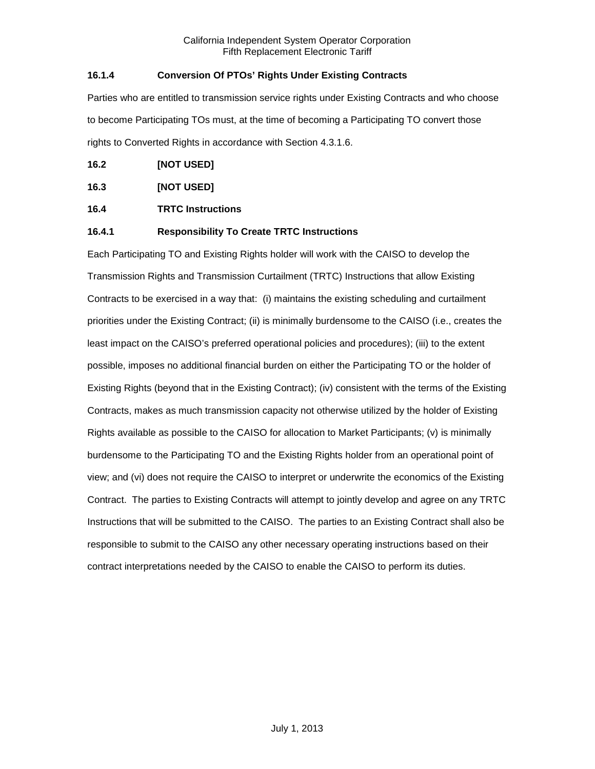### 16.1.4 Conversion Of PTOs' Rights Under Existing Contracts

Parties who are entitled to transmission service rights under Existing Contracts and who choose to become Participating TOs must, at the time of becoming a Participating TO convert those rights to Converted Rights in accordance with Section 4.3.1.6.

## 16.2 [NOT USED]

## 16.3 [NOT USED]

## 16.4 TRTC Instructions

### 16.4.1 Responsibility To Create TRTC Instructions

Each Participating TO and Existing Rights holder will work with the CAISO to develop the Transmission Rights and Transmission Curtailment (TRTC) Instructions that allow Existing Contracts to be exercised in a way that: (i) maintains the existing scheduling and curtailment priorities under the Existing Contract; (ii) is minimally burdensome to the CAISO (i.e., creates the least impact on the CAISO's preferred operational policies and procedures); (iii) to the extent possible, imposes no additional financial burden on either the Participating TO or the holder of Existing Rights (beyond that in the Existing Contract); (iv) consistent with the terms of the Existing Contracts, makes as much transmission capacity not otherwise utilized by the holder of Existing Rights available as possible to the CAISO for allocation to Market Participants; (v) is minimally burdensome to the Participating TO and the Existing Rights holder from an operational point of view; and (vi) does not require the CAISO to interpret or underwrite the economics of the Existing Contract. The parties to Existing Contracts will attempt to jointly develop and agree on any TRTC Instructions that will be submitted to the CAISO. The parties to an Existing Contract shall also be responsible to submit to the CAISO any other necessary operating instructions based on their contract interpretations needed by the CAISO to enable the CAISO to perform its duties.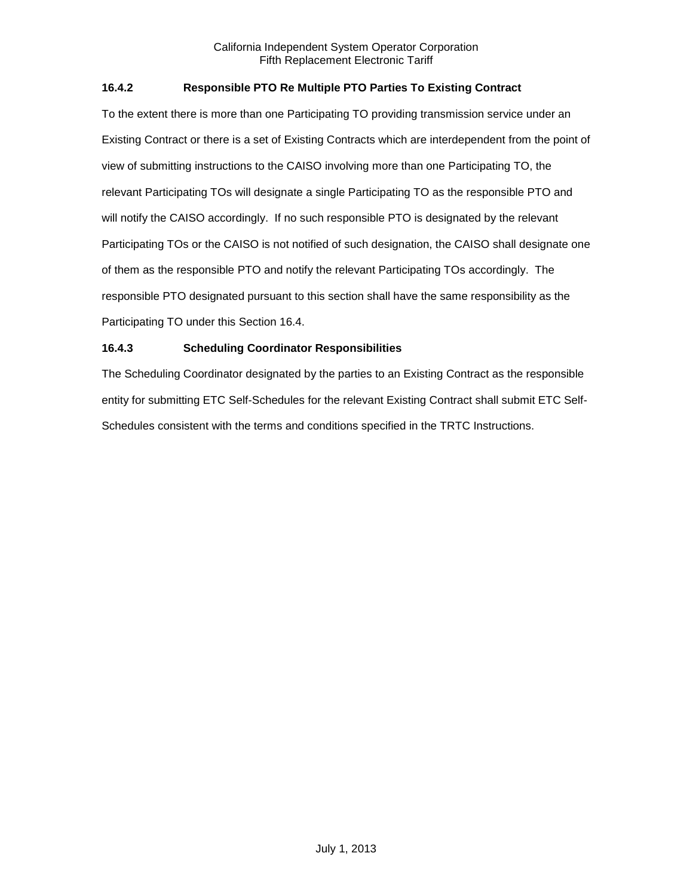### 16.4.2 Responsible PTO Re Multiple PTO Parties To Existing Contract

To the extent there is more than one Participating TO providing transmission service under an Existing Contract or there is a set of Existing Contracts which are interdependent from the point of view of submitting instructions to the CAISO involving more than one Participating TO, the relevant Participating TOs will designate a single Participating TO as the responsible PTO and will notify the CAISO accordingly. If no such responsible PTO is designated by the relevant Participating TOs or the CAISO is not notified of such designation, the CAISO shall designate one of them as the responsible PTO and notify the relevant Participating TOs accordingly. The responsible PTO designated pursuant to this section shall have the same responsibility as the Participating TO under this Section 16.4.

### 16.4.3 Scheduling Coordinator Responsibilities

The Scheduling Coordinator designated by the parties to an Existing Contract as the responsible entity for submitting ETC Self-Schedules for the relevant Existing Contract shall submit ETC Self-Schedules consistent with the terms and conditions specified in the TRTC Instructions.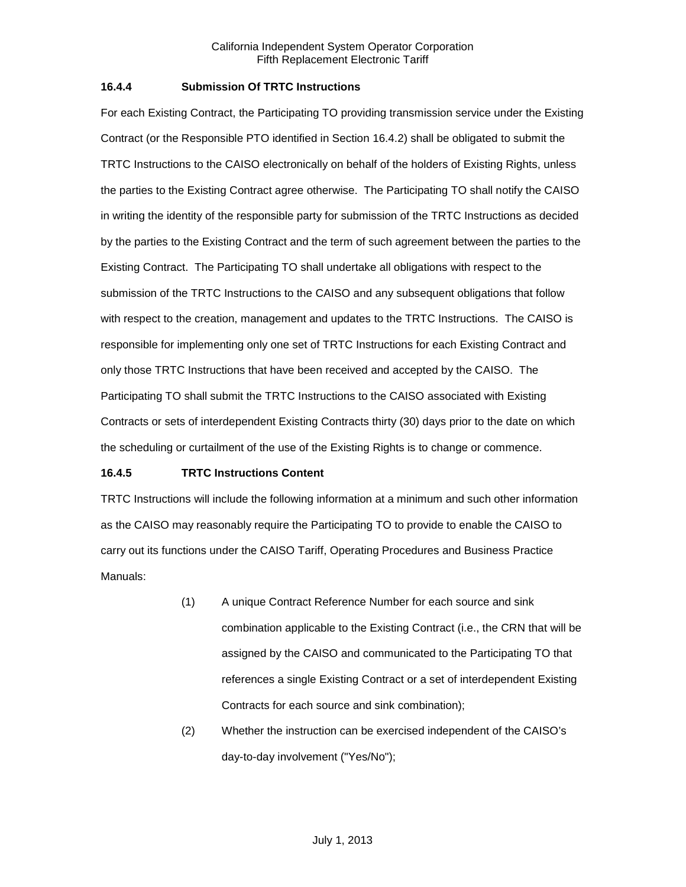### 16.4.4 Submission Of TRTC Instructions

For each Existing Contract, the Participating TO providing transmission service under the Existing Contract (or the Responsible PTO identified in Section 16.4.2) shall be obligated to submit the TRTC Instructions to the CAISO electronically on behalf of the holders of Existing Rights, unless the parties to the Existing Contract agree otherwise. The Participating TO shall notify the CAISO in writing the identity of the responsible party for submission of the TRTC Instructions as decided by the parties to the Existing Contract and the term of such agreement between the parties to the Existing Contract. The Participating TO shall undertake all obligations with respect to the submission of the TRTC Instructions to the CAISO and any subsequent obligations that follow with respect to the creation, management and updates to the TRTC Instructions. The CAISO is responsible for implementing only one set of TRTC Instructions for each Existing Contract and only those TRTC Instructions that have been received and accepted by the CAISO. The Participating TO shall submit the TRTC Instructions to the CAISO associated with Existing Contracts or sets of interdependent Existing Contracts thirty (30) days prior to the date on which the scheduling or curtailment of the use of the Existing Rights is to change or commence.

### 16.4.5 TRTC Instructions Content

TRTC Instructions will include the following information at a minimum and such other information as the CAISO may reasonably require the Participating TO to provide to enable the CAISO to carry out its functions under the CAISO Tariff, Operating Procedures and Business Practice Manuals:

(1) A unique Contract Reference Number for each source and sink combination applicable to the Existing Contract (i.e., the CRN that will be assigned by the CAISO and communicated to the Participating TO that references a single Existing Contract or a set of interdependent Existing Contracts for each source and sink combination);

(2) Whether the instruction can be exercised independent of the CAISO's day-to-day involvement ("Yes/No");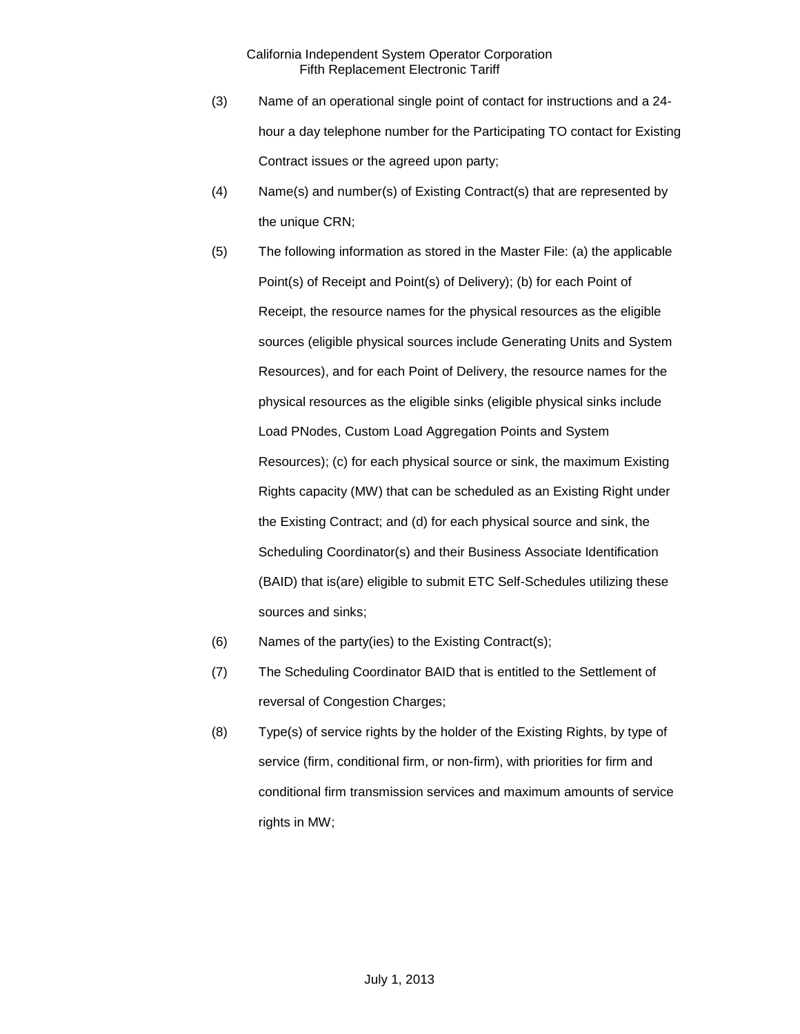(3) Name of an operational single point of contact for instructions and a 24-hour a day telephone number for the Participating TO contact for Existing Contract issues or the agreed upon party;

(4) Name(s) and number(s) of Existing Contract(s) that are represented by the unique CRN;

(5) The following information as stored in the Master File: (a) the applicable Point(s) of Receipt and Point(s) of Delivery); (b) for each Point of Receipt, the resource names for the physical resources as the eligible sources (eligible physical sources include Generating Units and System Resources), and for each Point of Delivery, the resource names for the physical resources as the eligible sinks (eligible physical sinks include Load PNodes, Custom Load Aggregation Points and System Resources); (c) for each physical source or sink, the maximum Existing Rights capacity (MW) that can be scheduled as an Existing Right under the Existing Contract; and (d) for each physical source and sink, the Scheduling Coordinator(s) and their Business Associate Identification (BAID) that is(are) eligible to submit ETC Self-Schedules utilizing these sources and sinks;

(6) Names of the party(ies) to the Existing Contract(s);

(7) The Scheduling Coordinator BAID that is entitled to the Settlement of reversal of Congestion Charges;

(8) Type(s) of service rights by the holder of the Existing Rights, by type of service (firm, conditional firm, or non-firm), with priorities for firm and conditional firm transmission services and maximum amounts of service rights in MW;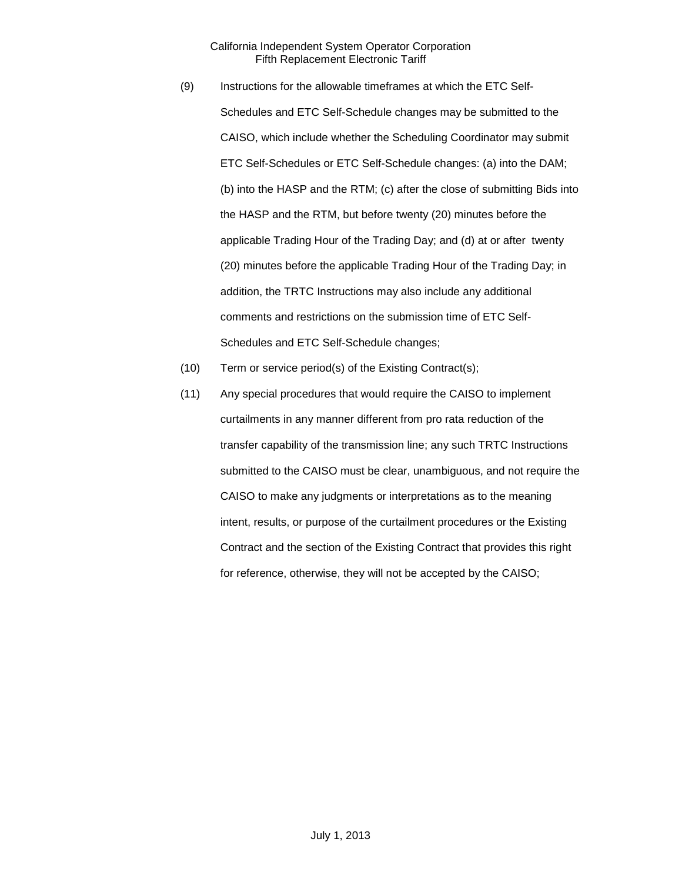(9) Instructions for the allowable timeframes at which the ETC Self-Schedules and ETC Self-Schedule changes may be submitted to the CAISO, which include whether the Scheduling Coordinator may submit ETC Self-Schedules or ETC Self-Schedule changes: (a) into the DAM; (b) into the HASP and the RTM; (c) after the close of submitting Bids into the HASP and the RTM, but before twenty (20) minutes before the applicable Trading Hour of the Trading Day; and (d) at or after twenty (20) minutes before the applicable Trading Hour of the Trading Day; in addition, the TRTC Instructions may also include any additional comments and restrictions on the submission time of ETC Self-Schedules and ETC Self-Schedule changes;

(10) Term or service period(s) of the Existing Contract(s);

(11) Any special procedures that would require the CAISO to implement curtailments in any manner different from pro rata reduction of the transfer capability of the transmission line; any such TRTC Instructions submitted to the CAISO must be clear, unambiguous, and not require the CAISO to make any judgments or interpretations as to the meaning intent, results, or purpose of the curtailment procedures or the Existing Contract and the section of the Existing Contract that provides this right for reference, otherwise, they will not be accepted by the CAISO;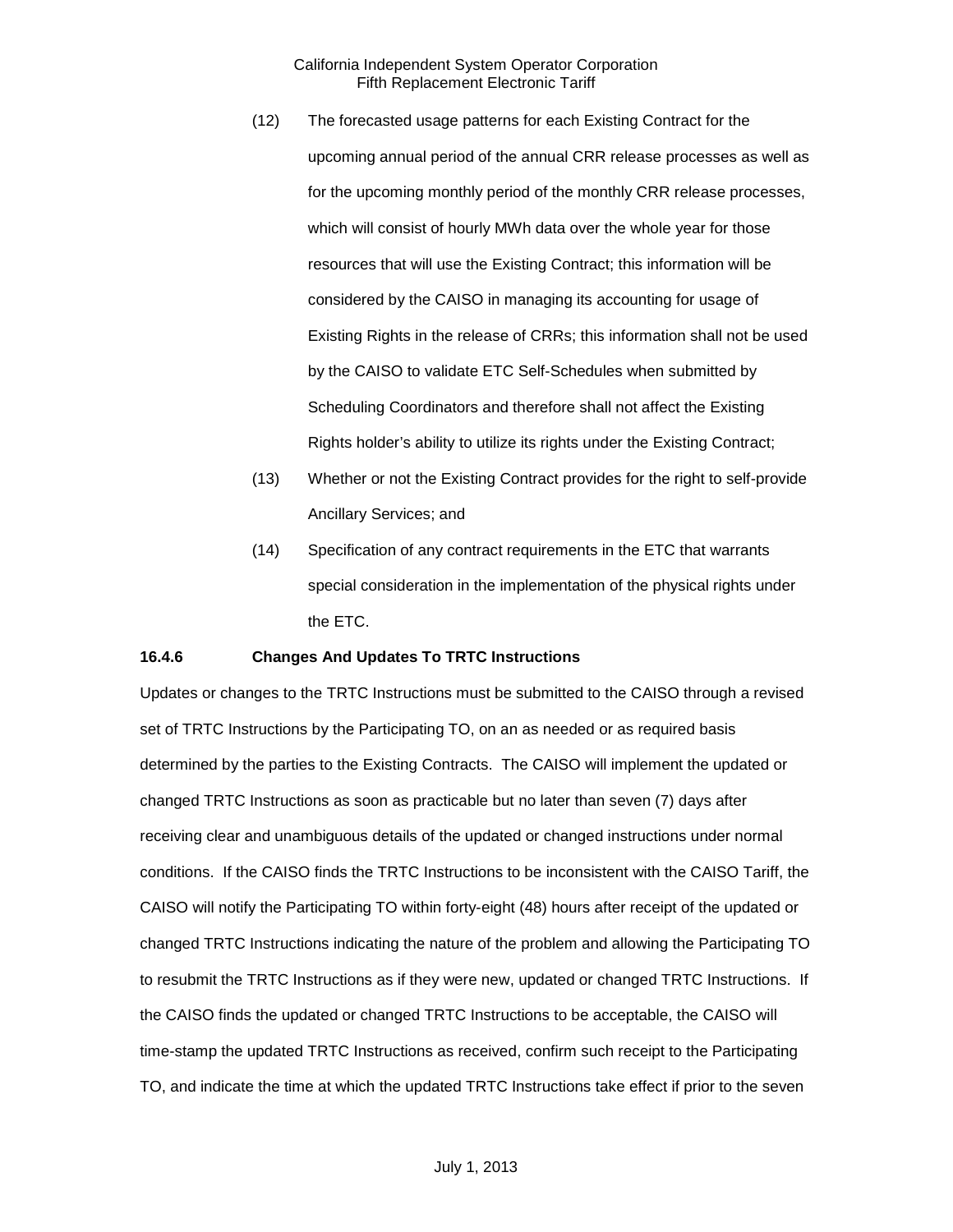(12) The forecasted usage patterns for each Existing Contract for the upcoming annual period of the annual CRR release processes as well as for the upcoming monthly period of the monthly CRR release processes, which will consist of hourly MWh data over the whole year for those resources that will use the Existing Contract; this information will be considered by the CAISO in managing its accounting for usage of Existing Rights in the release of CRRs; this information shall not be used by the CAISO to validate ETC Self-Schedules when submitted by Scheduling Coordinators and therefore shall not affect the Existing Rights holder's ability to utilize its rights under the Existing Contract;

(13) Whether or not the Existing Contract provides for the right to self-provide Ancillary Services; and

(14) Specification of any contract requirements in the ETC that warrants special consideration in the implementation of the physical rights under the ETC.

### 16.4.6 Changes And Updates To TRTC Instructions

Updates or changes to the TRTC Instructions must be submitted to the CAISO through a revised set of TRTC Instructions by the Participating TO, on an as needed or as required basis determined by the parties to the Existing Contracts. The CAISO will implement the updated or changed TRTC Instructions as soon as practicable but no later than seven (7) days after receiving clear and unambiguous details of the updated or changed instructions under normal conditions. If the CAISO finds the TRTC Instructions to be inconsistent with the CAISO Tariff, the CAISO will notify the Participating TO within forty-eight (48) hours after receipt of the updated or changed TRTC Instructions indicating the nature of the problem and allowing the Participating TO to resubmit the TRTC Instructions as if they were new, updated or changed TRTC Instructions. If the CAISO finds the updated or changed TRTC Instructions to be acceptable, the CAISO will time-stamp the updated TRTC Instructions as received, confirm such receipt to the Participating TO, and indicate the time at which the updated TRTC Instructions take effect if prior to the seven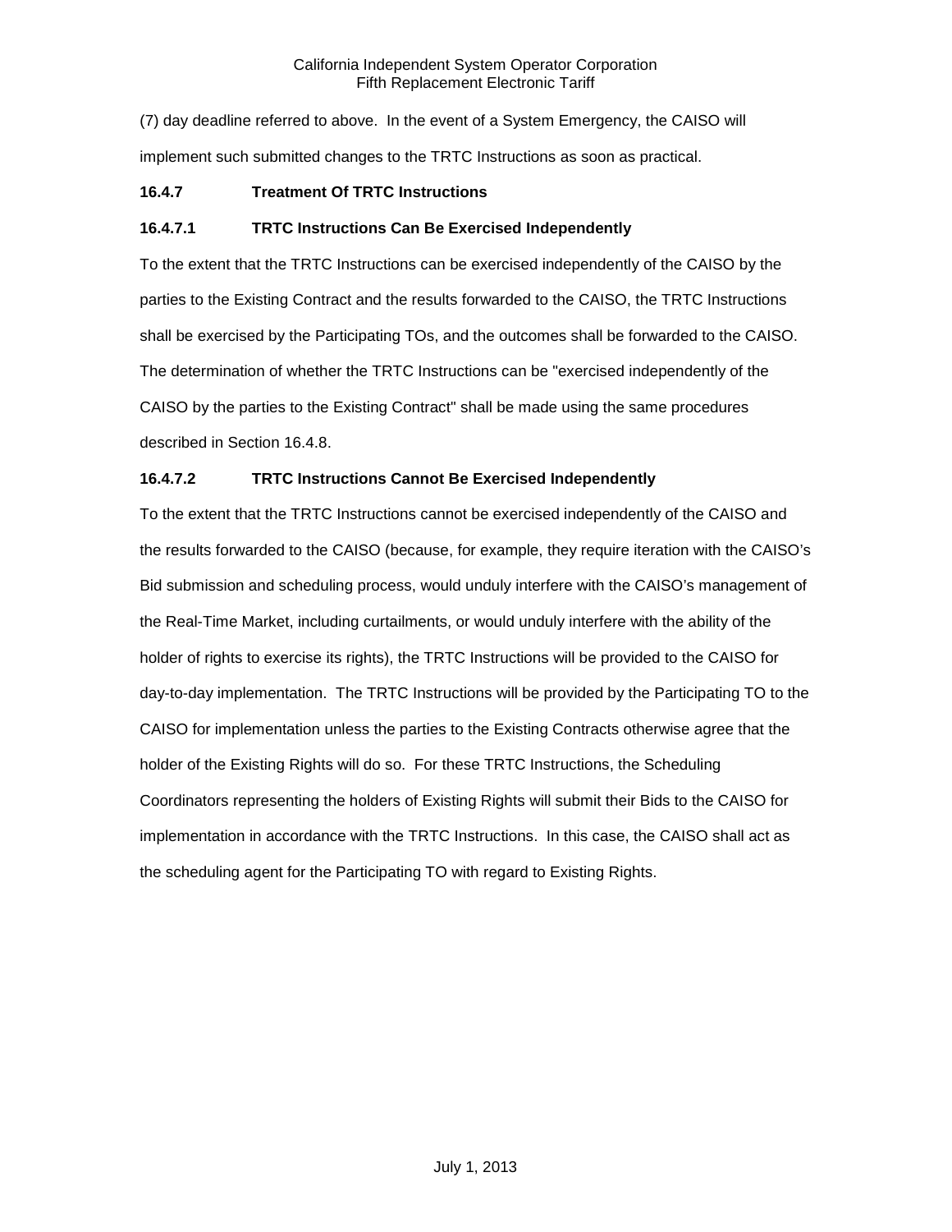(7) day deadline referred to above. In the event of a System Emergency, the CAISO will implement such submitted changes to the TRTC Instructions as soon as practical.

### 16.4.7 Treatment Of TRTC Instructions

#### 16.4.7.1 TRTC Instructions Can Be Exercised Independently

To the extent that the TRTC Instructions can be exercised independently of the CAISO by the parties to the Existing Contract and the results forwarded to the CAISO, the TRTC Instructions shall be exercised by the Participating TOs, and the outcomes shall be forwarded to the CAISO. The determination of whether the TRTC Instructions can be "exercised independently of the CAISO by the parties to the Existing Contract" shall be made using the same procedures described in Section 16.4.8.

#### 16.4.7.2 TRTC Instructions Cannot Be Exercised Independently

To the extent that the TRTC Instructions cannot be exercised independently of the CAISO and the results forwarded to the CAISO (because, for example, they require iteration with the CAISO's Bid submission and scheduling process, would unduly interfere with the CAISO's management of the Real-Time Market, including curtailments, or would unduly interfere with the ability of the holder of rights to exercise its rights), the TRTC Instructions will be provided to the CAISO for day-to-day implementation. The TRTC Instructions will be provided by the Participating TO to the CAISO for implementation unless the parties to the Existing Contracts otherwise agree that the holder of the Existing Rights will do so. For these TRTC Instructions, the Scheduling Coordinators representing the holders of Existing Rights will submit their Bids to the CAISO for implementation in accordance with the TRTC Instructions. In this case, the CAISO shall act as the scheduling agent for the Participating TO with regard to Existing Rights.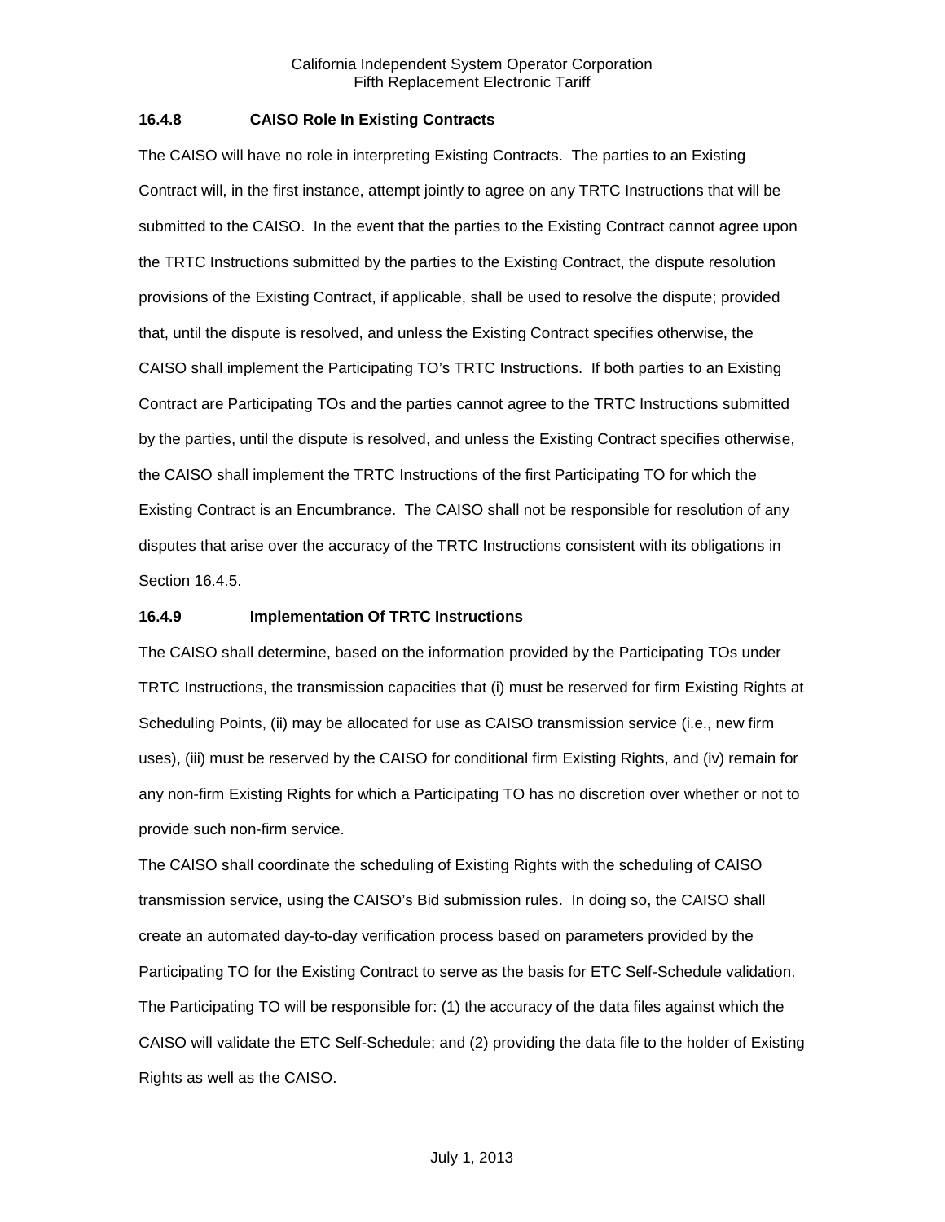### 16.4.8 CAISO Role In Existing Contracts

The CAISO will have no role in interpreting Existing Contracts. The parties to an Existing Contract will, in the first instance, attempt jointly to agree on any TRTC Instructions that will be submitted to the CAISO. In the event that the parties to the Existing Contract cannot agree upon the TRTC Instructions submitted by the parties to the Existing Contract, the dispute resolution provisions of the Existing Contract, if applicable, shall be used to resolve the dispute; provided that, until the dispute is resolved, and unless the Existing Contract specifies otherwise, the CAISO shall implement the Participating TO's TRTC Instructions. If both parties to an Existing Contract are Participating TOs and the parties cannot agree to the TRTC Instructions submitted by the parties, until the dispute is resolved, and unless the Existing Contract specifies otherwise, the CAISO shall implement the TRTC Instructions of the first Participating TO for which the Existing Contract is an Encumbrance. The CAISO shall not be responsible for resolution of any disputes that arise over the accuracy of the TRTC Instructions consistent with its obligations in Section 16.4.5.

### 16.4.9 Implementation Of TRTC Instructions

The CAISO shall determine, based on the information provided by the Participating TOs under TRTC Instructions, the transmission capacities that (i) must be reserved for firm Existing Rights at Scheduling Points, (ii) may be allocated for use as CAISO transmission service (i.e., new firm uses), (iii) must be reserved by the CAISO for conditional firm Existing Rights, and (iv) remain for any non-firm Existing Rights for which a Participating TO has no discretion over whether or not to provide such non-firm service.

The CAISO shall coordinate the scheduling of Existing Rights with the scheduling of CAISO transmission service, using the CAISO's Bid submission rules. In doing so, the CAISO shall create an automated day-to-day verification process based on parameters provided by the Participating TO for the Existing Contract to serve as the basis for ETC Self-Schedule validation. The Participating TO will be responsible for: (1) the accuracy of the data files against which the CAISO will validate the ETC Self-Schedule; and (2) providing the data file to the holder of Existing Rights as well as the CAISO.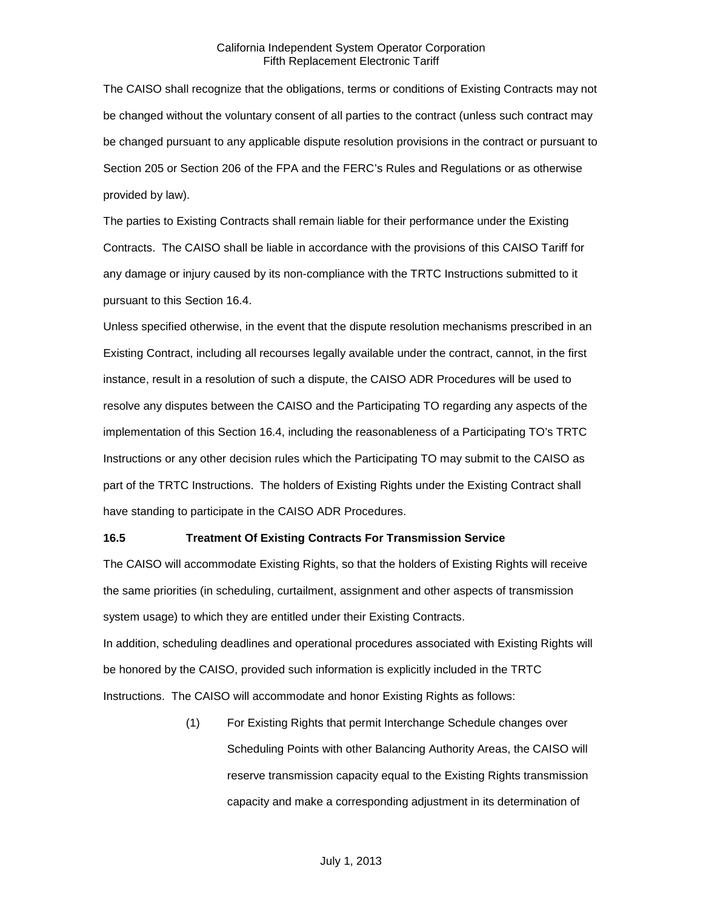The CAISO shall recognize that the obligations, terms or conditions of Existing Contracts may not be changed without the voluntary consent of all parties to the contract (unless such contract may be changed pursuant to any applicable dispute resolution provisions in the contract or pursuant to Section 205 or Section 206 of the FPA and the FERC's Rules and Regulations or as otherwise provided by law).

The parties to Existing Contracts shall remain liable for their performance under the Existing Contracts. The CAISO shall be liable in accordance with the provisions of this CAISO Tariff for any damage or injury caused by its non-compliance with the TRTC Instructions submitted to it pursuant to this Section 16.4.

Unless specified otherwise, in the event that the dispute resolution mechanisms prescribed in an Existing Contract, including all recourses legally available under the contract, cannot, in the first instance, result in a resolution of such a dispute, the CAISO ADR Procedures will be used to resolve any disputes between the CAISO and the Participating TO regarding any aspects of the implementation of this Section 16.4, including the reasonableness of a Participating TO's TRTC Instructions or any other decision rules which the Participating TO may submit to the CAISO as part of the TRTC Instructions. The holders of Existing Rights under the Existing Contract shall have standing to participate in the CAISO ADR Procedures.

**16.5 Treatment Of Existing Contracts For Transmission Service**

The CAISO will accommodate Existing Rights, so that the holders of Existing Rights will receive the same priorities (in scheduling, curtailment, assignment and other aspects of transmission system usage) to which they are entitled under their Existing Contracts.

In addition, scheduling deadlines and operational procedures associated with Existing Rights will be honored by the CAISO, provided such information is explicitly included in the TRTC Instructions. The CAISO will accommodate and honor Existing Rights as follows:

(1) For Existing Rights that permit Interchange Schedule changes over Scheduling Points with other Balancing Authority Areas, the CAISO will reserve transmission capacity equal to the Existing Rights transmission capacity and make a corresponding adjustment in its determination of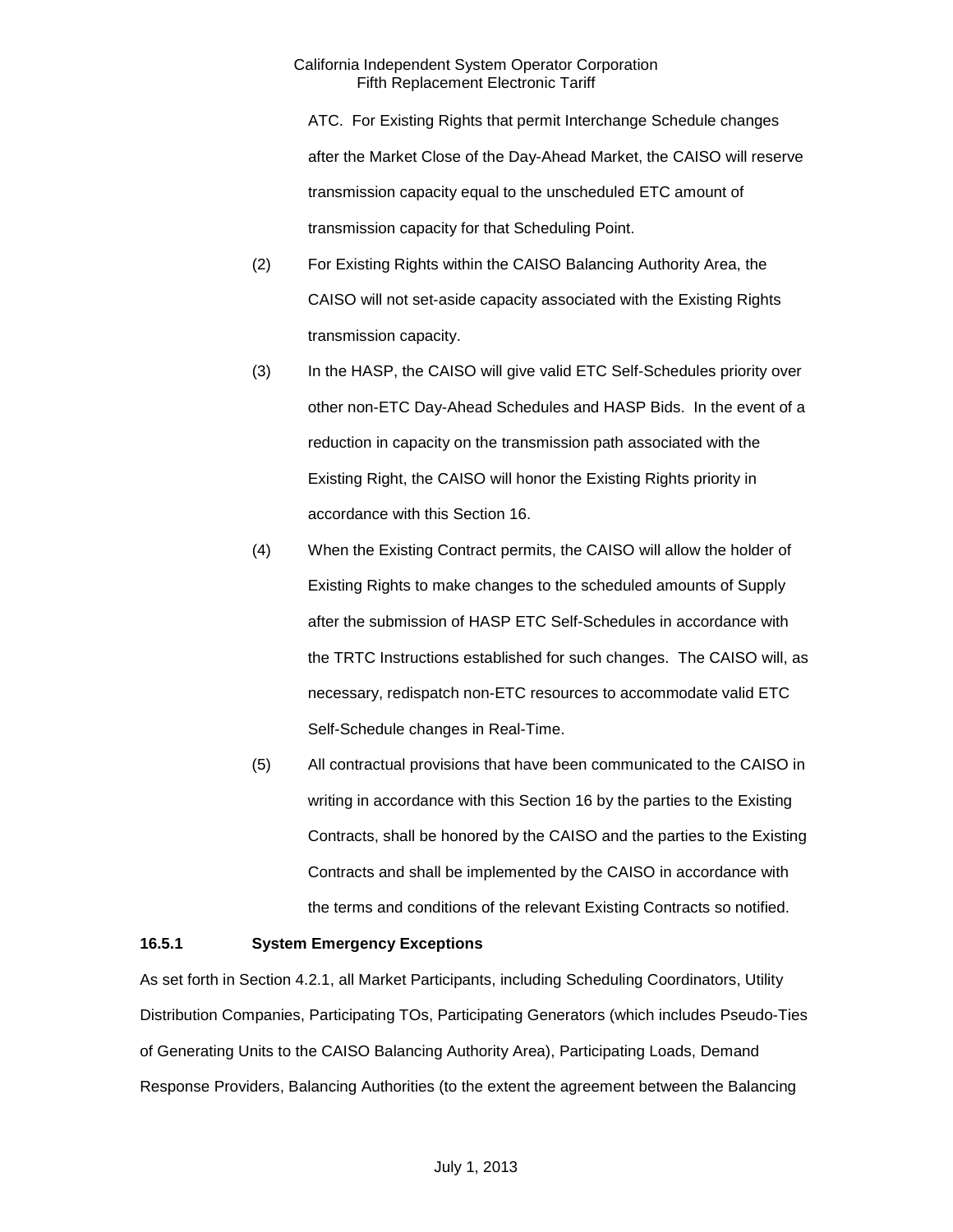ATC. For Existing Rights that permit Interchange Schedule changes after the Market Close of the Day-Ahead Market, the CAISO will reserve transmission capacity equal to the unscheduled ETC amount of transmission capacity for that Scheduling Point.

(2) For Existing Rights within the CAISO Balancing Authority Area, the CAISO will not set-aside capacity associated with the Existing Rights transmission capacity.

(3) In the HASP, the CAISO will give valid ETC Self-Schedules priority over other non-ETC Day-Ahead Schedules and HASP Bids. In the event of a reduction in capacity on the transmission path associated with the Existing Right, the CAISO will honor the Existing Rights priority in accordance with this Section 16.

(4) When the Existing Contract permits, the CAISO will allow the holder of Existing Rights to make changes to the scheduled amounts of Supply after the submission of HASP ETC Self-Schedules in accordance with the TRTC Instructions established for such changes. The CAISO will, as necessary, redispatch non-ETC resources to accommodate valid ETC Self-Schedule changes in Real-Time.

(5) All contractual provisions that have been communicated to the CAISO in writing in accordance with this Section 16 by the parties to the Existing Contracts, shall be honored by the CAISO and the parties to the Existing Contracts and shall be implemented by the CAISO in accordance with the terms and conditions of the relevant Existing Contracts so notified.

**16.5.1 System Emergency Exceptions**

As set forth in Section 4.2.1, all Market Participants, including Scheduling Coordinators, Utility Distribution Companies, Participating TOs, Participating Generators (which includes Pseudo-Ties of Generating Units to the CAISO Balancing Authority Area), Participating Loads, Demand Response Providers, Balancing Authorities (to the extent the agreement between the Balancing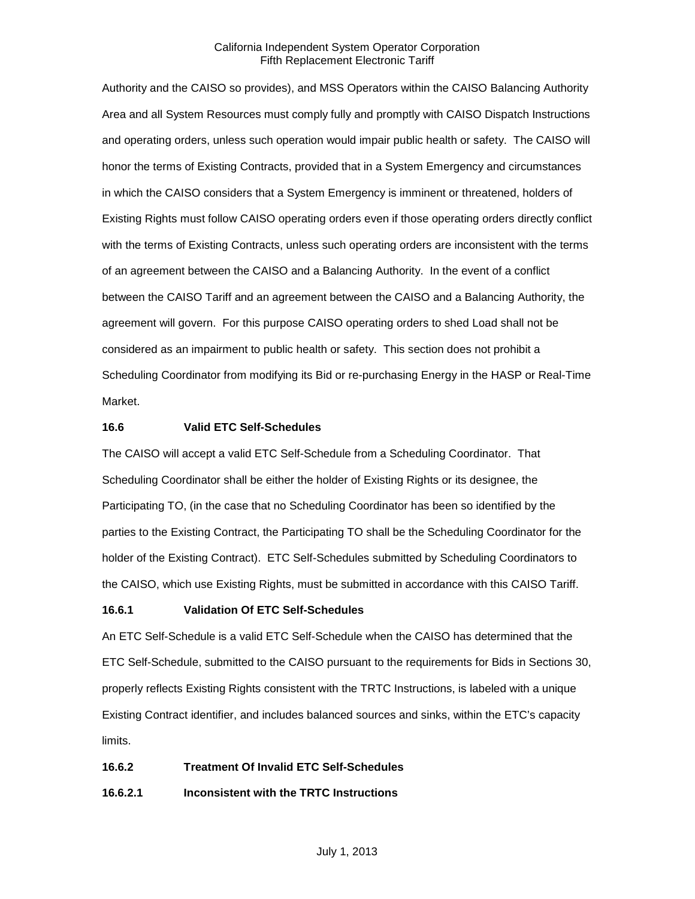Authority and the CAISO so provides), and MSS Operators within the CAISO Balancing Authority Area and all System Resources must comply fully and promptly with CAISO Dispatch Instructions and operating orders, unless such operation would impair public health or safety. The CAISO will honor the terms of Existing Contracts, provided that in a System Emergency and circumstances in which the CAISO considers that a System Emergency is imminent or threatened, holders of Existing Rights must follow CAISO operating orders even if those operating orders directly conflict with the terms of Existing Contracts, unless such operating orders are inconsistent with the terms of an agreement between the CAISO and a Balancing Authority. In the event of a conflict between the CAISO Tariff and an agreement between the CAISO and a Balancing Authority, the agreement will govern. For this purpose CAISO operating orders to shed Load shall not be considered as an impairment to public health or safety. This section does not prohibit a Scheduling Coordinator from modifying its Bid or re-purchasing Energy in the HASP or Real-Time Market.

**16.6 Valid ETC Self-Schedules**

The CAISO will accept a valid ETC Self-Schedule from a Scheduling Coordinator. That Scheduling Coordinator shall be either the holder of Existing Rights or its designee, the Participating TO, (in the case that no Scheduling Coordinator has been so identified by the parties to the Existing Contract, the Participating TO shall be the Scheduling Coordinator for the holder of the Existing Contract). ETC Self-Schedules submitted by Scheduling Coordinators to the CAISO, which use Existing Rights, must be submitted in accordance with this CAISO Tariff.

**16.6.1 Validation Of ETC Self-Schedules**

An ETC Self-Schedule is a valid ETC Self-Schedule when the CAISO has determined that the ETC Self-Schedule, submitted to the CAISO pursuant to the requirements for Bids in Sections 30, properly reflects Existing Rights consistent with the TRTC Instructions, is labeled with a unique Existing Contract identifier, and includes balanced sources and sinks, within the ETC's capacity limits.

**16.6.2 Treatment Of Invalid ETC Self-Schedules**

**16.6.2.1 Inconsistent with the TRTC Instructions**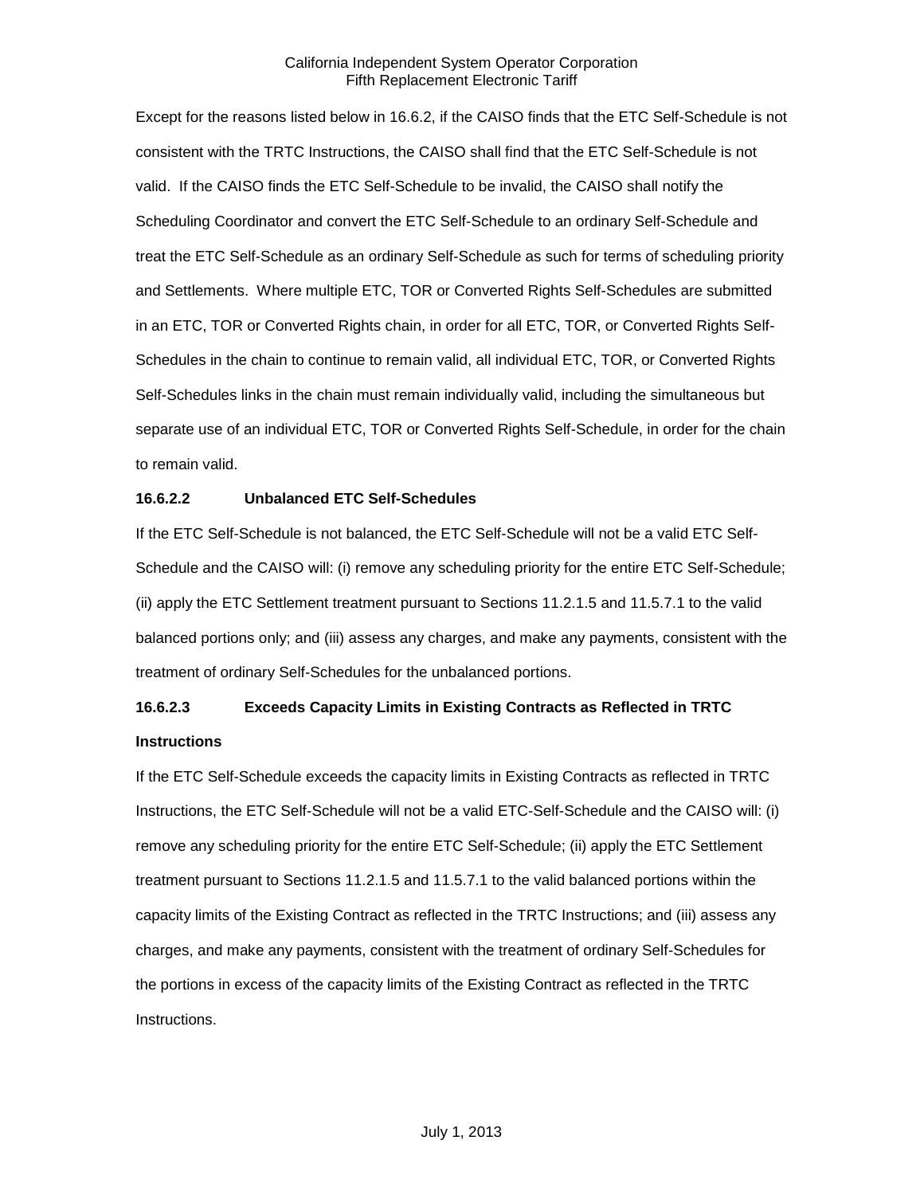Except for the reasons listed below in 16.6.2, if the CAISO finds that the ETC Self-Schedule is not consistent with the TRTC Instructions, the CAISO shall find that the ETC Self-Schedule is not valid. If the CAISO finds the ETC Self-Schedule to be invalid, the CAISO shall notify the Scheduling Coordinator and convert the ETC Self-Schedule to an ordinary Self-Schedule and treat the ETC Self-Schedule as an ordinary Self-Schedule as such for terms of scheduling priority and Settlements. Where multiple ETC, TOR or Converted Rights Self-Schedules are submitted in an ETC, TOR or Converted Rights chain, in order for all ETC, TOR, or Converted Rights Self-Schedules in the chain to continue to remain valid, all individual ETC, TOR, or Converted Rights Self-Schedules links in the chain must remain individually valid, including the simultaneous but separate use of an individual ETC, TOR or Converted Rights Self-Schedule, in order for the chain to remain valid.

**16.6.2.2 Unbalanced ETC Self-Schedules**

If the ETC Self-Schedule is not balanced, the ETC Self-Schedule will not be a valid ETC Self-Schedule and the CAISO will: (i) remove any scheduling priority for the entire ETC Self-Schedule; (ii) apply the ETC Settlement treatment pursuant to Sections 11.2.1.5 and 11.5.7.1 to the valid balanced portions only; and (iii) assess any charges, and make any payments, consistent with the treatment of ordinary Self-Schedules for the unbalanced portions.

**16.6.2.3 Exceeds Capacity Limits in Existing Contracts as Reflected in TRTC Instructions**

If the ETC Self-Schedule exceeds the capacity limits in Existing Contracts as reflected in TRTC Instructions, the ETC Self-Schedule will not be a valid ETC-Self-Schedule and the CAISO will: (i) remove any scheduling priority for the entire ETC Self-Schedule; (ii) apply the ETC Settlement treatment pursuant to Sections 11.2.1.5 and 11.5.7.1 to the valid balanced portions within the capacity limits of the Existing Contract as reflected in the TRTC Instructions; and (iii) assess any charges, and make any payments, consistent with the treatment of ordinary Self-Schedules for the portions in excess of the capacity limits of the Existing Contract as reflected in the TRTC Instructions.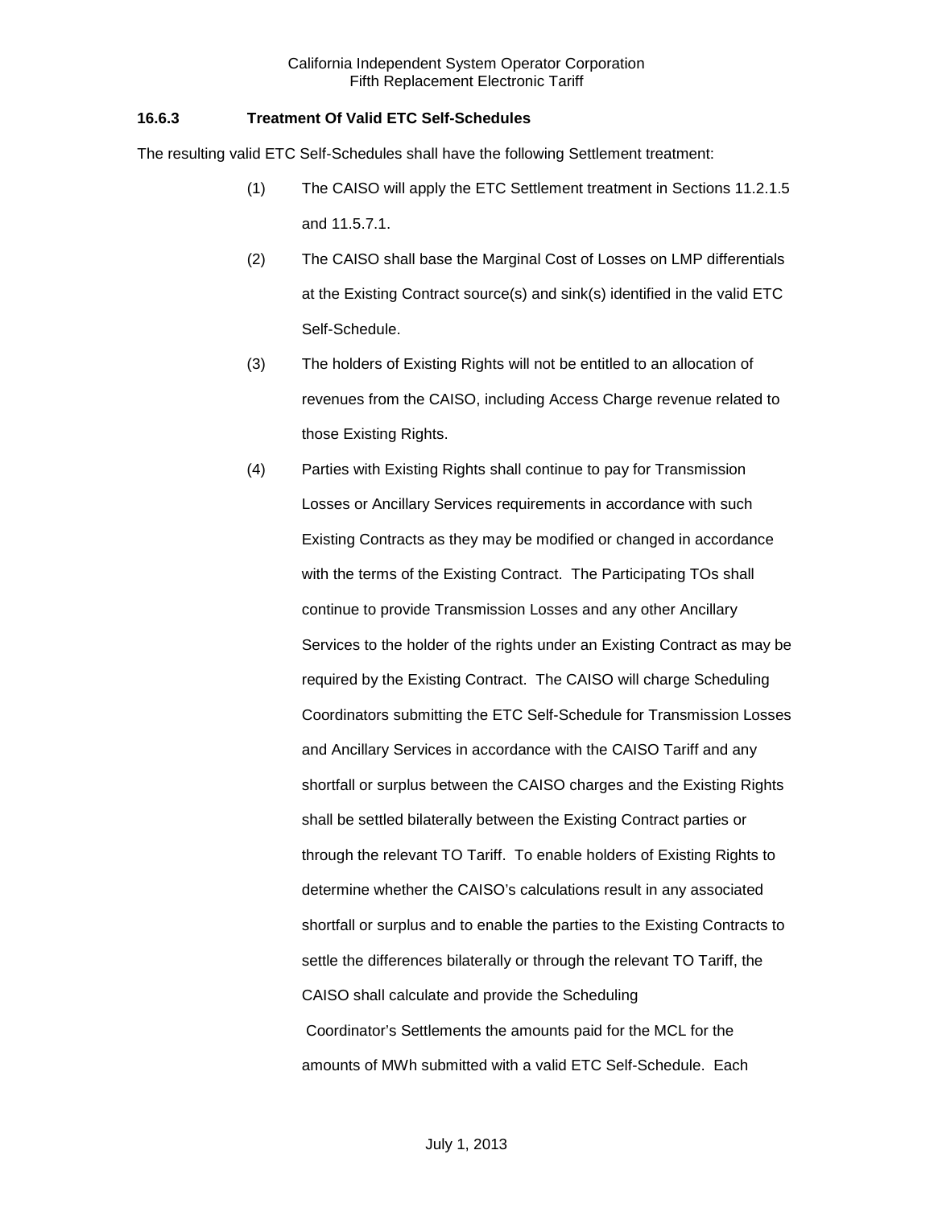### 16.6.3 Treatment Of Valid ETC Self-Schedules

The resulting valid ETC Self-Schedules shall have the following Settlement treatment:

(1) The CAISO will apply the ETC Settlement treatment in Sections 11.2.1.5 and 11.5.7.1.

(2) The CAISO shall base the Marginal Cost of Losses on LMP differentials at the Existing Contract source(s) and sink(s) identified in the valid ETC Self-Schedule.

(3) The holders of Existing Rights will not be entitled to an allocation of revenues from the CAISO, including Access Charge revenue related to those Existing Rights.

(4) Parties with Existing Rights shall continue to pay for Transmission Losses or Ancillary Services requirements in accordance with such Existing Contracts as they may be modified or changed in accordance with the terms of the Existing Contract. The Participating TOs shall continue to provide Transmission Losses and any other Ancillary Services to the holder of the rights under an Existing Contract as may be required by the Existing Contract. The CAISO will charge Scheduling Coordinators submitting the ETC Self-Schedule for Transmission Losses and Ancillary Services in accordance with the CAISO Tariff and any shortfall or surplus between the CAISO charges and the Existing Rights shall be settled bilaterally between the Existing Contract parties or through the relevant TO Tariff. To enable holders of Existing Rights to determine whether the CAISO's calculations result in any associated shortfall or surplus and to enable the parties to the Existing Contracts to settle the differences bilaterally or through the relevant TO Tariff, the CAISO shall calculate and provide the Scheduling Coordinator's Settlements the amounts paid for the MCL for the amounts of MWh submitted with a valid ETC Self-Schedule. Each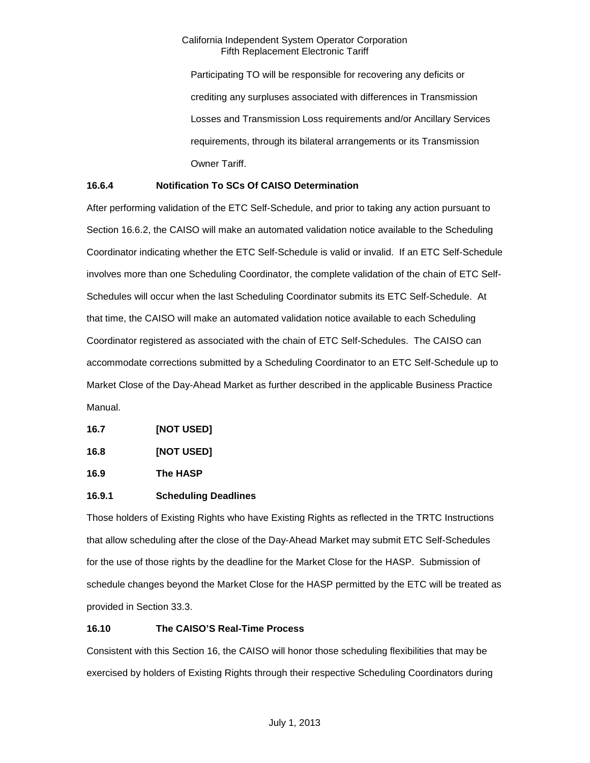Participating TO will be responsible for recovering any deficits or crediting any surpluses associated with differences in Transmission Losses and Transmission Loss requirements and/or Ancillary Services requirements, through its bilateral arrangements or its Transmission Owner Tariff.

**16.6.4 Notification To SCs Of CAISO Determination**

After performing validation of the ETC Self-Schedule, and prior to taking any action pursuant to Section 16.6.2, the CAISO will make an automated validation notice available to the Scheduling Coordinator indicating whether the ETC Self-Schedule is valid or invalid. If an ETC Self-Schedule involves more than one Scheduling Coordinator, the complete validation of the chain of ETC Self-Schedules will occur when the last Scheduling Coordinator submits its ETC Self-Schedule. At that time, the CAISO will make an automated validation notice available to each Scheduling Coordinator registered as associated with the chain of ETC Self-Schedules. The CAISO can accommodate corrections submitted by a Scheduling Coordinator to an ETC Self-Schedule up to Market Close of the Day-Ahead Market as further described in the applicable Business Practice Manual.

**16.7 [NOT USED]**

**16.8 [NOT USED]**

**16.9 The HASP**

**16.9.1 Scheduling Deadlines**

Those holders of Existing Rights who have Existing Rights as reflected in the TRTC Instructions that allow scheduling after the close of the Day-Ahead Market may submit ETC Self-Schedules for the use of those rights by the deadline for the Market Close for the HASP. Submission of schedule changes beyond the Market Close for the HASP permitted by the ETC will be treated as provided in Section 33.3.

**16.10 The CAISO'S Real-Time Process**

Consistent with this Section 16, the CAISO will honor those scheduling flexibilities that may be exercised by holders of Existing Rights through their respective Scheduling Coordinators during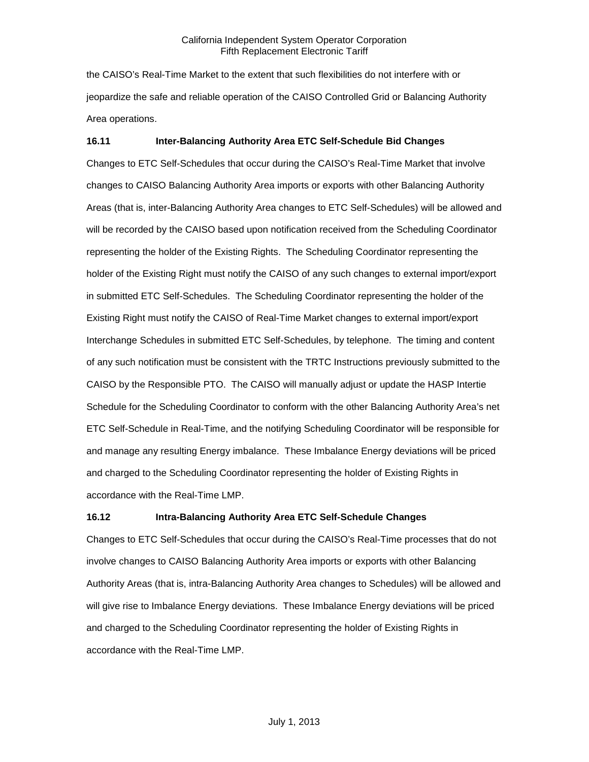the CAISO's Real-Time Market to the extent that such flexibilities do not interfere with or jeopardize the safe and reliable operation of the CAISO Controlled Grid or Balancing Authority Area operations.

### 16.11 Inter-Balancing Authority Area ETC Self-Schedule Bid Changes

Changes to ETC Self-Schedules that occur during the CAISO's Real-Time Market that involve changes to CAISO Balancing Authority Area imports or exports with other Balancing Authority Areas (that is, inter-Balancing Authority Area changes to ETC Self-Schedules) will be allowed and will be recorded by the CAISO based upon notification received from the Scheduling Coordinator representing the holder of the Existing Rights. The Scheduling Coordinator representing the holder of the Existing Right must notify the CAISO of any such changes to external import/export in submitted ETC Self-Schedules. The Scheduling Coordinator representing the holder of the Existing Right must notify the CAISO of Real-Time Market changes to external import/export Interchange Schedules in submitted ETC Self-Schedules, by telephone. The timing and content of any such notification must be consistent with the TRTC Instructions previously submitted to the CAISO by the Responsible PTO. The CAISO will manually adjust or update the HASP Intertie Schedule for the Scheduling Coordinator to conform with the other Balancing Authority Area's net ETC Self-Schedule in Real-Time, and the notifying Scheduling Coordinator will be responsible for and manage any resulting Energy imbalance. These Imbalance Energy deviations will be priced and charged to the Scheduling Coordinator representing the holder of Existing Rights in accordance with the Real-Time LMP.

### 16.12 Intra-Balancing Authority Area ETC Self-Schedule Changes

Changes to ETC Self-Schedules that occur during the CAISO's Real-Time processes that do not involve changes to CAISO Balancing Authority Area imports or exports with other Balancing Authority Areas (that is, intra-Balancing Authority Area changes to Schedules) will be allowed and will give rise to Imbalance Energy deviations. These Imbalance Energy deviations will be priced and charged to the Scheduling Coordinator representing the holder of Existing Rights in accordance with the Real-Time LMP.